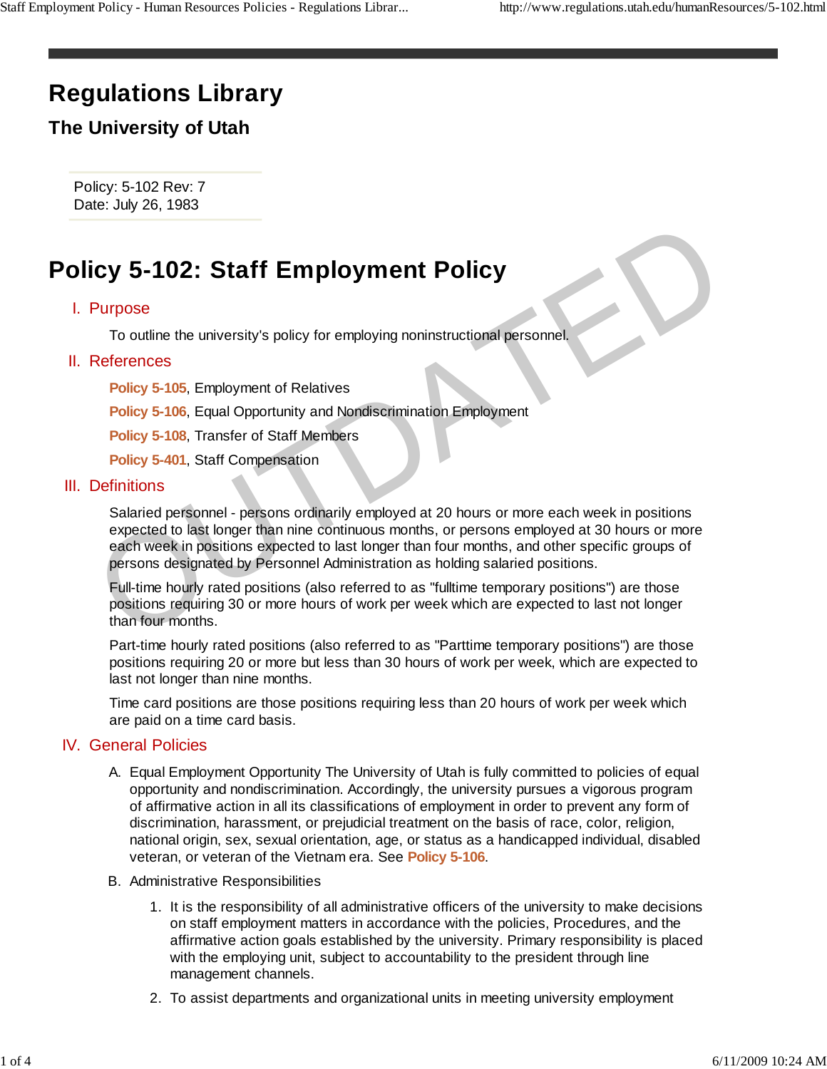# Regulations Library

## The University of Utah

Policy: 5-102 Rev: 7
Date: July 26, 1983

# Policy 5-102: Staff Employment Policy

## I. Purpose

To outline the university's policy for employing noninstructional personnel.

## II. References

**Policy 5-105**, Employment of Relatives

**Policy 5-106**, Equal Opportunity and Nondiscrimination Employment

**Policy 5-108**, Transfer of Staff Members

**Policy 5-401**, Staff Compensation

## III. Definitions

Salaried personnel - persons ordinarily employed at 20 hours or more each week in positions expected to last longer than nine continuous months, or persons employed at 30 hours or more each week in positions expected to last longer than four months, and other specific groups of persons designated by Personnel Administration as holding salaried positions.

Full-time hourly rated positions (also referred to as "fulltime temporary positions") are those positions requiring 30 or more hours of work per week which are expected to last not longer than four months.

Part-time hourly rated positions (also referred to as "Parttime temporary positions") are those positions requiring 20 or more but less than 30 hours of work per week, which are expected to last not longer than nine months.

Time card positions are those positions requiring less than 20 hours of work per week which are paid on a time card basis.

## IV. General Policies

A. Equal Employment Opportunity The University of Utah is fully committed to policies of equal opportunity and nondiscrimination. Accordingly, the university pursues a vigorous program of affirmative action in all its classifications of employment in order to prevent any form of discrimination, harassment, or prejudicial treatment on the basis of race, color, religion, national origin, sex, sexual orientation, age, or status as a handicapped individual, disabled veteran, or veteran of the Vietnam era. See **Policy 5-106**.

B. Administrative Responsibilities

1. It is the responsibility of all administrative officers of the university to make decisions on staff employment matters in accordance with the policies, Procedures, and the affirmative action goals established by the university. Primary responsibility is placed with the employing unit, subject to accountability to the president through line management channels.

2. To assist departments and organizational units in meeting university employment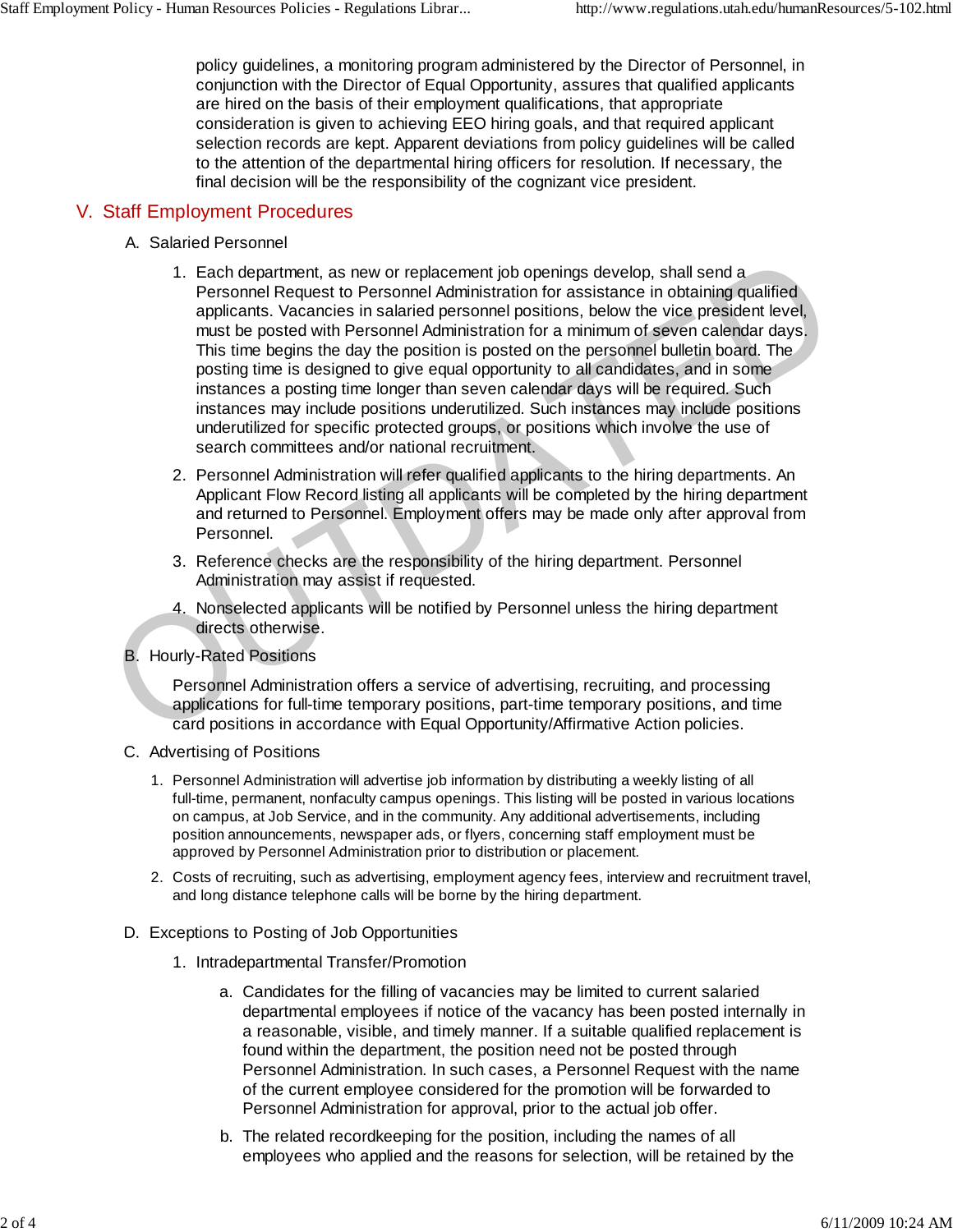policy guidelines, a monitoring program administered by the Director of Personnel, in conjunction with the Director of Equal Opportunity, assures that qualified applicants are hired on the basis of their employment qualifications, that appropriate consideration is given to achieving EEO hiring goals, and that required applicant selection records are kept. Apparent deviations from policy guidelines will be called to the attention of the departmental hiring officers for resolution. If necessary, the final decision will be the responsibility of the cognizant vice president.

## V. Staff Employment Procedures

A. Salaried Personnel

1. Each department, as new or replacement job openings develop, shall send a Personnel Request to Personnel Administration for assistance in obtaining qualified applicants. Vacancies in salaried personnel positions, below the vice president level, must be posted with Personnel Administration for a minimum of seven calendar days. This time begins the day the position is posted on the personnel bulletin board. The posting time is designed to give equal opportunity to all candidates, and in some instances a posting time longer than seven calendar days will be required. Such instances may include positions underutilized. Such instances may include positions underutilized for specific protected groups, or positions which involve the use of search committees and/or national recruitment.
2. Personnel Administration will refer qualified applicants to the hiring departments. An Applicant Flow Record listing all applicants will be completed by the hiring department and returned to Personnel. Employment offers may be made only after approval from Personnel.
3. Reference checks are the responsibility of the hiring department. Personnel Administration may assist if requested.
4. Nonselected applicants will be notified by Personnel unless the hiring department directs otherwise.

B. Hourly-Rated Positions

Personnel Administration offers a service of advertising, recruiting, and processing applications for full-time temporary positions, part-time temporary positions, and time card positions in accordance with Equal Opportunity/Affirmative Action policies.

C. Advertising of Positions

1. Personnel Administration will advertise job information by distributing a weekly listing of all full-time, permanent, nonfaculty campus openings. This listing will be posted in various locations on campus, at Job Service, and in the community. Any additional advertisements, including position announcements, newspaper ads, or flyers, concerning staff employment must be approved by Personnel Administration prior to distribution or placement.
2. Costs of recruiting, such as advertising, employment agency fees, interview and recruitment travel, and long distance telephone calls will be borne by the hiring department.

D. Exceptions to Posting of Job Opportunities

1. Intradepartmental Transfer/Promotion

   a. Candidates for the filling of vacancies may be limited to current salaried departmental employees if notice of the vacancy has been posted internally in a reasonable, visible, and timely manner. If a suitable qualified replacement is found within the department, the position need not be posted through Personnel Administration. In such cases, a Personnel Request with the name of the current employee considered for the promotion will be forwarded to Personnel Administration for approval, prior to the actual job offer.

   b. The related recordkeeping for the position, including the names of all employees who applied and the reasons for selection, will be retained by the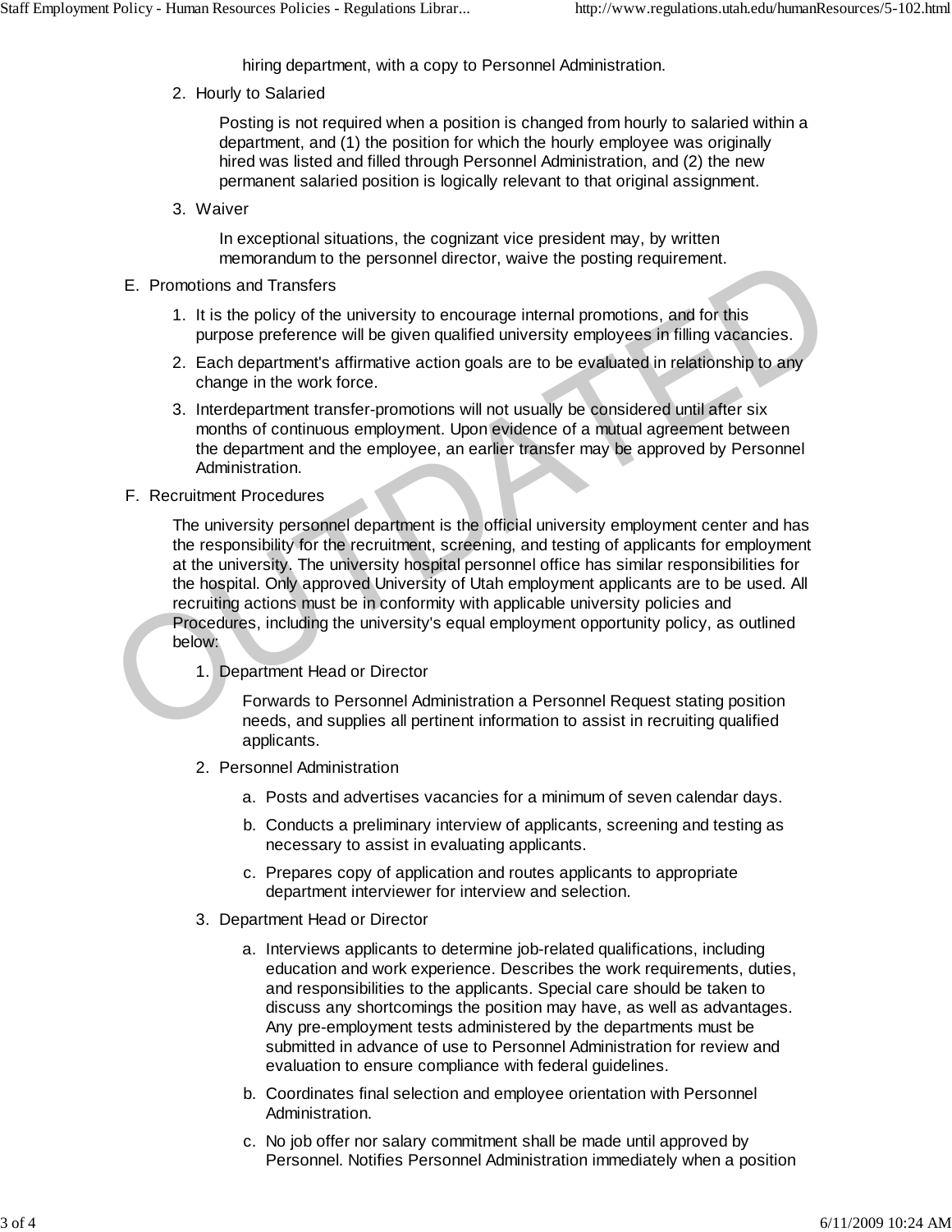hiring department, with a copy to Personnel Administration.

2. Hourly to Salaried

   Posting is not required when a position is changed from hourly to salaried within a department, and (1) the position for which the hourly employee was originally hired was listed and filled through Personnel Administration, and (2) the new permanent salaried position is logically relevant to that original assignment.

3. Waiver

   In exceptional situations, the cognizant vice president may, by written memorandum to the personnel director, waive the posting requirement.

E. Promotions and Transfers

   1. It is the policy of the university to encourage internal promotions, and for this purpose preference will be given qualified university employees in filling vacancies.
   2. Each department's affirmative action goals are to be evaluated in relationship to any change in the work force.
   3. Interdepartment transfer-promotions will not usually be considered until after six months of continuous employment. Upon evidence of a mutual agreement between the department and the employee, an earlier transfer may be approved by Personnel Administration.

F. Recruitment Procedures

   The university personnel department is the official university employment center and has the responsibility for the recruitment, screening, and testing of applicants for employment at the university. The university hospital personnel office has similar responsibilities for the hospital. Only approved University of Utah employment applicants are to be used. All recruiting actions must be in conformity with applicable university policies and Procedures, including the university's equal employment opportunity policy, as outlined below:

   1. Department Head or Director

      Forwards to Personnel Administration a Personnel Request stating position needs, and supplies all pertinent information to assist in recruiting qualified applicants.

   2. Personnel Administration

      a. Posts and advertises vacancies for a minimum of seven calendar days.
      b. Conducts a preliminary interview of applicants, screening and testing as necessary to assist in evaluating applicants.
      c. Prepares copy of application and routes applicants to appropriate department interviewer for interview and selection.

   3. Department Head or Director

      a. Interviews applicants to determine job-related qualifications, including education and work experience. Describes the work requirements, duties, and responsibilities to the applicants. Special care should be taken to discuss any shortcomings the position may have, as well as advantages. Any pre-employment tests administered by the departments must be submitted in advance of use to Personnel Administration for review and evaluation to ensure compliance with federal guidelines.
      b. Coordinates final selection and employee orientation with Personnel Administration.
      c. No job offer nor salary commitment shall be made until approved by Personnel. Notifies Personnel Administration immediately when a position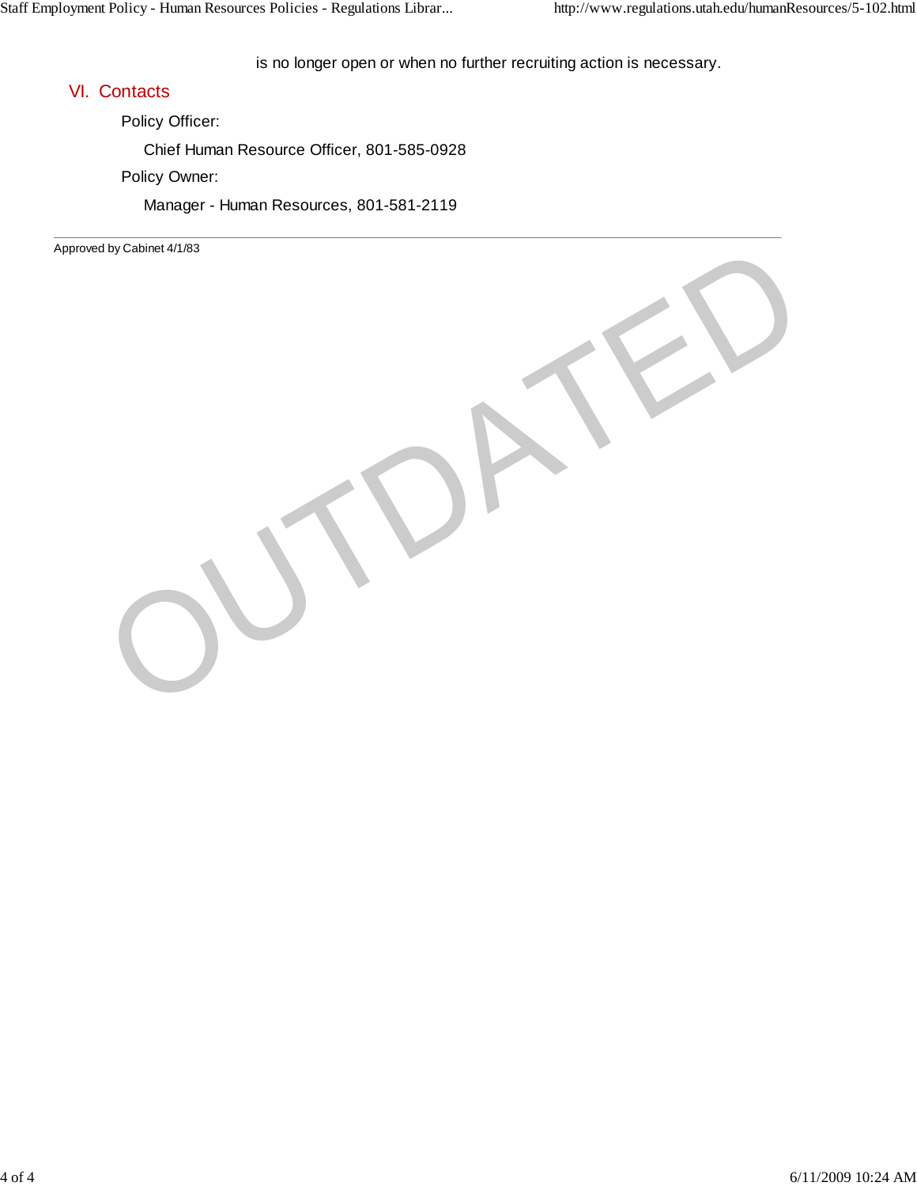is no longer open or when no further recruiting action is necessary.

## VI. Contacts

Policy Officer:

Chief Human Resource Officer, 801-585-0928

Policy Owner:

Manager - Human Resources, 801-581-2119

---

Approved by Cabinet 4/1/83

OUTDATED